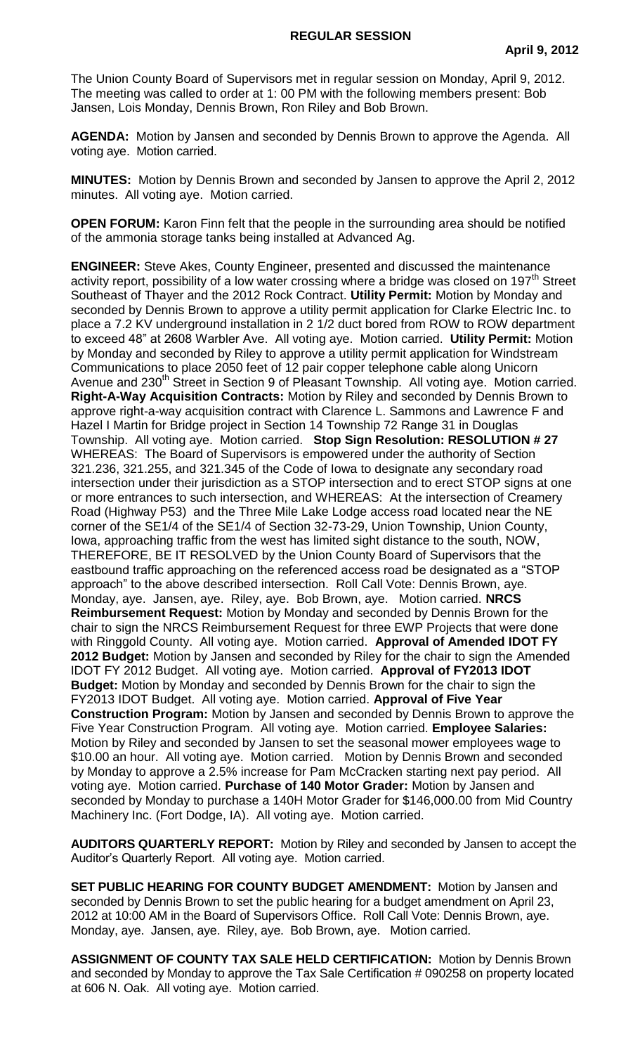# REGULAR SESSION

**April 9, 2012**

The Union County Board of Supervisors met in regular session on Monday, April 9, 2012. The meeting was called to order at 1: 00 PM with the following members present: Bob Jansen, Lois Monday, Dennis Brown, Ron Riley and Bob Brown.

**AGENDA:** Motion by Jansen and seconded by Dennis Brown to approve the Agenda. All voting aye. Motion carried.

**MINUTES:** Motion by Dennis Brown and seconded by Jansen to approve the April 2, 2012 minutes. All voting aye. Motion carried.

**OPEN FORUM:** Karon Finn felt that the people in the surrounding area should be notified of the ammonia storage tanks being installed at Advanced Ag.

**ENGINEER:** Steve Akes, County Engineer, presented and discussed the maintenance activity report, possibility of a low water crossing where a bridge was closed on 197th Street Southeast of Thayer and the 2012 Rock Contract. **Utility Permit:** Motion by Monday and seconded by Dennis Brown to approve a utility permit application for Clarke Electric Inc. to place a 7.2 KV underground installation in 2 1/2 duct bored from ROW to ROW department to exceed 48" at 2608 Warbler Ave. All voting aye. Motion carried. **Utility Permit:** Motion by Monday and seconded by Riley to approve a utility permit application for Windstream Communications to place 2050 feet of 12 pair copper telephone cable along Unicorn Avenue and 230th Street in Section 9 of Pleasant Township. All voting aye. Motion carried. **Right-A-Way Acquisition Contracts:** Motion by Riley and seconded by Dennis Brown to approve right-a-way acquisition contract with Clarence L. Sammons and Lawrence F and Hazel I Martin for Bridge project in Section 14 Township 72 Range 31 in Douglas Township. All voting aye. Motion carried. **Stop Sign Resolution: RESOLUTION # 27** WHEREAS: The Board of Supervisors is empowered under the authority of Section 321.236, 321.255, and 321.345 of the Code of Iowa to designate any secondary road intersection under their jurisdiction as a STOP intersection and to erect STOP signs at one or more entrances to such intersection, and WHEREAS: At the intersection of Creamery Road (Highway P53) and the Three Mile Lake Lodge access road located near the NE corner of the SE1/4 of the SE1/4 of Section 32-73-29, Union Township, Union County, Iowa, approaching traffic from the west has limited sight distance to the south, NOW, THEREFORE, BE IT RESOLVED by the Union County Board of Supervisors that the eastbound traffic approaching on the referenced access road be designated as a "STOP approach" to the above described intersection. Roll Call Vote: Dennis Brown, aye. Monday, aye. Jansen, aye. Riley, aye. Bob Brown, aye. Motion carried. **NRCS Reimbursement Request:** Motion by Monday and seconded by Dennis Brown for the chair to sign the NRCS Reimbursement Request for three EWP Projects that were done with Ringgold County. All voting aye. Motion carried. **Approval of Amended IDOT FY 2012 Budget:** Motion by Jansen and seconded by Riley for the chair to sign the Amended IDOT FY 2012 Budget. All voting aye. Motion carried. **Approval of FY2013 IDOT Budget:** Motion by Monday and seconded by Dennis Brown for the chair to sign the FY2013 IDOT Budget. All voting aye. Motion carried. **Approval of Five Year Construction Program:** Motion by Jansen and seconded by Dennis Brown to approve the Five Year Construction Program. All voting aye. Motion carried. **Employee Salaries:** Motion by Riley and seconded by Jansen to set the seasonal mower employees wage to $10.00 an hour. All voting aye. Motion carried. Motion by Dennis Brown and seconded by Monday to approve a 2.5% increase for Pam McCracken starting next pay period. All voting aye. Motion carried. **Purchase of 140 Motor Grader:** Motion by Jansen and seconded by Monday to purchase a 140H Motor Grader for $146,000.00 from Mid Country Machinery Inc. (Fort Dodge, IA). All voting aye. Motion carried.

**AUDITORS QUARTERLY REPORT:** Motion by Riley and seconded by Jansen to accept the Auditor's Quarterly Report. All voting aye. Motion carried.

**SET PUBLIC HEARING FOR COUNTY BUDGET AMENDMENT:** Motion by Jansen and seconded by Dennis Brown to set the public hearing for a budget amendment on April 23, 2012 at 10:00 AM in the Board of Supervisors Office. Roll Call Vote: Dennis Brown, aye. Monday, aye. Jansen, aye. Riley, aye. Bob Brown, aye. Motion carried.

**ASSIGNMENT OF COUNTY TAX SALE HELD CERTIFICATION:** Motion by Dennis Brown and seconded by Monday to approve the Tax Sale Certification # 090258 on property located at 606 N. Oak. All voting aye. Motion carried.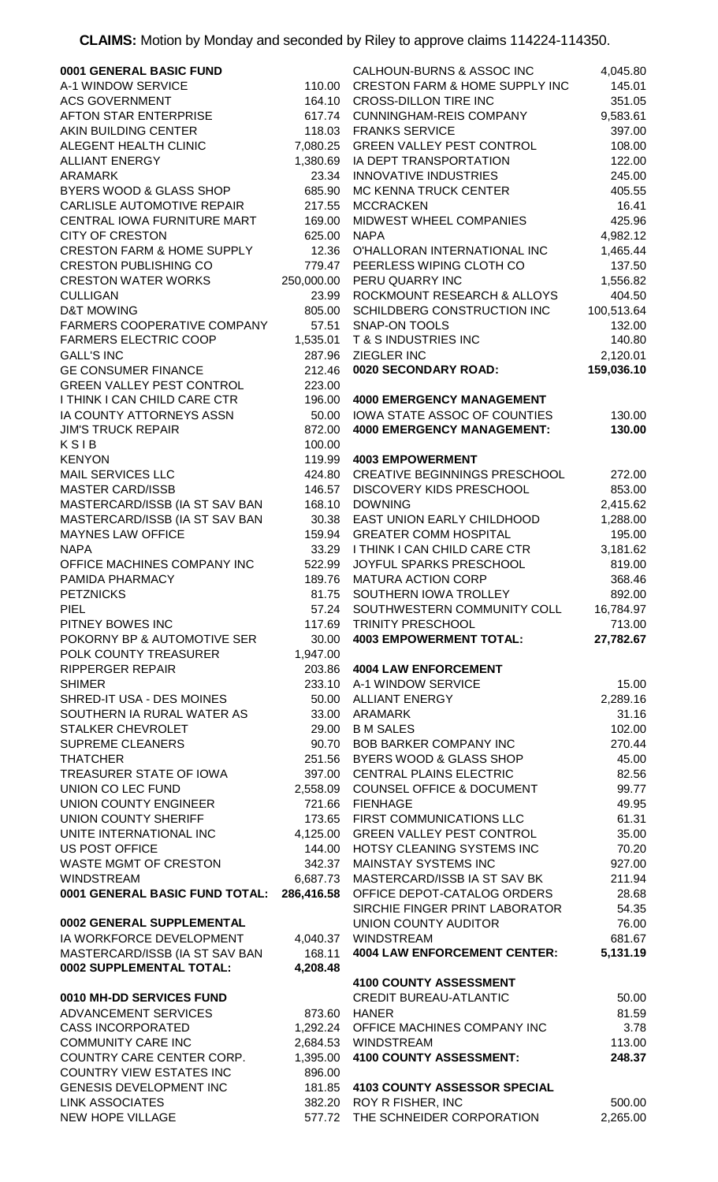**CLAIMS:** Motion by Monday and seconded by Riley to approve claims 114224-114350.

**0001 GENERAL BASIC FUND**

| Vendor | Amount |
|---|---|
| A-1 WINDOW SERVICE | 110.00 |
| ACS GOVERNMENT | 164.10 |
| AFTON STAR ENTERPRISE | 617.74 |
| AKIN BUILDING CENTER | 118.03 |
| ALEGENT HEALTH CLINIC | 7,080.25 |
| ALLIANT ENERGY | 1,380.69 |
| ARAMARK | 23.34 |
| BYERS WOOD & GLASS SHOP | 685.90 |
| CARLISLE AUTOMOTIVE REPAIR | 217.55 |
| CENTRAL IOWA FURNITURE MART | 169.00 |
| CITY OF CRESTON | 625.00 |
| CRESTON FARM & HOME SUPPLY | 12.36 |
| CRESTON PUBLISHING CO | 779.47 |
| CRESTON WATER WORKS | 250,000.00 |
| CULLIGAN | 23.99 |
| D&T MOWING | 805.00 |
| FARMERS COOPERATIVE COMPANY | 57.51 |
| FARMERS ELECTRIC COOP | 1,535.01 |
| GALL'S INC | 287.96 |
| GE CONSUMER FINANCE | 212.46 |
| GREEN VALLEY PEST CONTROL | 223.00 |
| I THINK I CAN CHILD CARE CTR | 196.00 |
| IA COUNTY ATTORNEYS ASSN | 50.00 |
| JIM'S TRUCK REPAIR | 872.00 |
| K S I B | 100.00 |
| KENYON | 119.99 |
| MAIL SERVICES LLC | 424.80 |
| MASTER CARD/ISSB | 146.57 |
| MASTERCARD/ISSB (IA ST SAV BAN | 168.10 |
| MASTERCARD/ISSB (IA ST SAV BAN | 30.38 |
| MAYNES LAW OFFICE | 159.94 |
| NAPA | 33.29 |
| OFFICE MACHINES COMPANY INC | 522.99 |
| PAMIDA PHARMACY | 189.76 |
| PETZNICKS | 81.75 |
| PIEL | 57.24 |
| PITNEY BOWES INC | 117.69 |
| POKORNY BP & AUTOMOTIVE SER | 30.00 |
| POLK COUNTY TREASURER | 1,947.00 |
| RIPPERGER REPAIR | 203.86 |
| SHIMER | 233.10 |
| SHRED-IT USA - DES MOINES | 50.00 |
| SOUTHERN IA RURAL WATER AS | 33.00 |
| STALKER CHEVROLET | 29.00 |
| SUPREME CLEANERS | 90.70 |
| THATCHER | 251.56 |
| TREASURER STATE OF IOWA | 397.00 |
| UNION CO LEC FUND | 2,558.09 |
| UNION COUNTY ENGINEER | 721.66 |
| UNION COUNTY SHERIFF | 173.65 |
| UNITE INTERNATIONAL INC | 4,125.00 |
| US POST OFFICE | 144.00 |
| WASTE MGMT OF CRESTON | 342.37 |
| WINDSTREAM | 6,687.73 |
| **0001 GENERAL BASIC FUND TOTAL:** | **286,416.58** |

**0002 GENERAL SUPPLEMENTAL**

| Vendor | Amount |
|---|---|
| IA WORKFORCE DEVELOPMENT | 4,040.37 |
| MASTERCARD/ISSB (IA ST SAV BAN | 168.11 |
| **0002 SUPPLEMENTAL TOTAL:** | **4,208.48** |

**0010 MH-DD SERVICES FUND**

| Vendor | Amount |
|---|---|
| ADVANCEMENT SERVICES | 873.60 |
| CASS INCORPORATED | 1,292.24 |
| COMMUNITY CARE INC | 2,684.53 |
| COUNTRY CARE CENTER CORP. | 1,395.00 |
| COUNTRY VIEW ESTATES INC | 896.00 |
| GENESIS DEVELOPMENT INC | 181.85 |
| LINK ASSOCIATES | 382.20 |
| NEW HOPE VILLAGE | 577.72 |

**0020 SECONDARY ROAD**

| Vendor | Amount |
|---|---|
| CALHOUN-BURNS & ASSOC INC | 4,045.80 |
| CRESTON FARM & HOME SUPPLY INC | 145.01 |
| CROSS-DILLON TIRE INC | 351.05 |
| CUNNINGHAM-REIS COMPANY | 9,583.61 |
| FRANKS SERVICE | 397.00 |
| GREEN VALLEY PEST CONTROL | 108.00 |
| IA DEPT TRANSPORTATION | 122.00 |
| INNOVATIVE INDUSTRIES | 245.00 |
| MC KENNA TRUCK CENTER | 405.55 |
| MCCRACKEN | 16.41 |
| MIDWEST WHEEL COMPANIES | 425.96 |
| NAPA | 4,982.12 |
| O'HALLORAN INTERNATIONAL INC | 1,465.44 |
| PEERLESS WIPING CLOTH CO | 137.50 |
| PERU QUARRY INC | 1,556.82 |
| ROCKMOUNT RESEARCH & ALLOYS | 404.50 |
| SCHILDBERG CONSTRUCTION INC | 100,513.64 |
| SNAP-ON TOOLS | 132.00 |
| T & S INDUSTRIES INC | 140.80 |
| ZIEGLER INC | 2,120.01 |
| **0020 SECONDARY ROAD:** | **159,036.10** |

**4000 EMERGENCY MANAGEMENT**

| Vendor | Amount |
|---|---|
| IOWA STATE ASSOC OF COUNTIES | 130.00 |
| **4000 EMERGENCY MANAGEMENT:** | **130.00** |

**4003 EMPOWERMENT**

| Vendor | Amount |
|---|---|
| CREATIVE BEGINNINGS PRESCHOOL | 272.00 |
| DISCOVERY KIDS PRESCHOOL | 853.00 |
| DOWNING | 2,415.62 |
| EAST UNION EARLY CHILDHOOD | 1,288.00 |
| GREATER COMM HOSPITAL | 195.00 |
| I THINK I CAN CHILD CARE CTR | 3,181.62 |
| JOYFUL SPARKS PRESCHOOL | 819.00 |
| MATURA ACTION CORP | 368.46 |
| SOUTHERN IOWA TROLLEY | 892.00 |
| SOUTHWESTERN COMMUNITY COLL | 16,784.97 |
| TRINITY PRESCHOOL | 713.00 |
| **4003 EMPOWERMENT TOTAL:** | **27,782.67** |

**4004 LAW ENFORCEMENT**

| Vendor | Amount |
|---|---|
| A-1 WINDOW SERVICE | 15.00 |
| ALLIANT ENERGY | 2,289.16 |
| ARAMARK | 31.16 |
| B M SALES | 102.00 |
| BOB BARKER COMPANY INC | 270.44 |
| BYERS WOOD & GLASS SHOP | 45.00 |
| CENTRAL PLAINS ELECTRIC | 82.56 |
| COUNSEL OFFICE & DOCUMENT | 99.77 |
| FIENHAGE | 49.95 |
| FIRST COMMUNICATIONS LLC | 61.31 |
| GREEN VALLEY PEST CONTROL | 35.00 |
| HOTSY CLEANING SYSTEMS INC | 70.20 |
| MAINSTAY SYSTEMS INC | 927.00 |
| MASTERCARD/ISSB IA ST SAV BK | 211.94 |
| OFFICE DEPOT-CATALOG ORDERS | 28.68 |
| SIRCHIE FINGER PRINT LABORATOR | 54.35 |
| UNION COUNTY AUDITOR | 76.00 |
| WINDSTREAM | 681.67 |
| **4004 LAW ENFORCEMENT CENTER:** | **5,131.19** |

**4100 COUNTY ASSESSMENT**

| Vendor | Amount |
|---|---|
| CREDIT BUREAU-ATLANTIC | 50.00 |
| HANER | 81.59 |
| OFFICE MACHINES COMPANY INC | 3.78 |
| WINDSTREAM | 113.00 |
| **4100 COUNTY ASSESSMENT:** | **248.37** |

**4103 COUNTY ASSESSOR SPECIAL**

| Vendor | Amount |
|---|---|
| ROY R FISHER, INC | 500.00 |
| THE SCHNEIDER CORPORATION | 2,265.00 |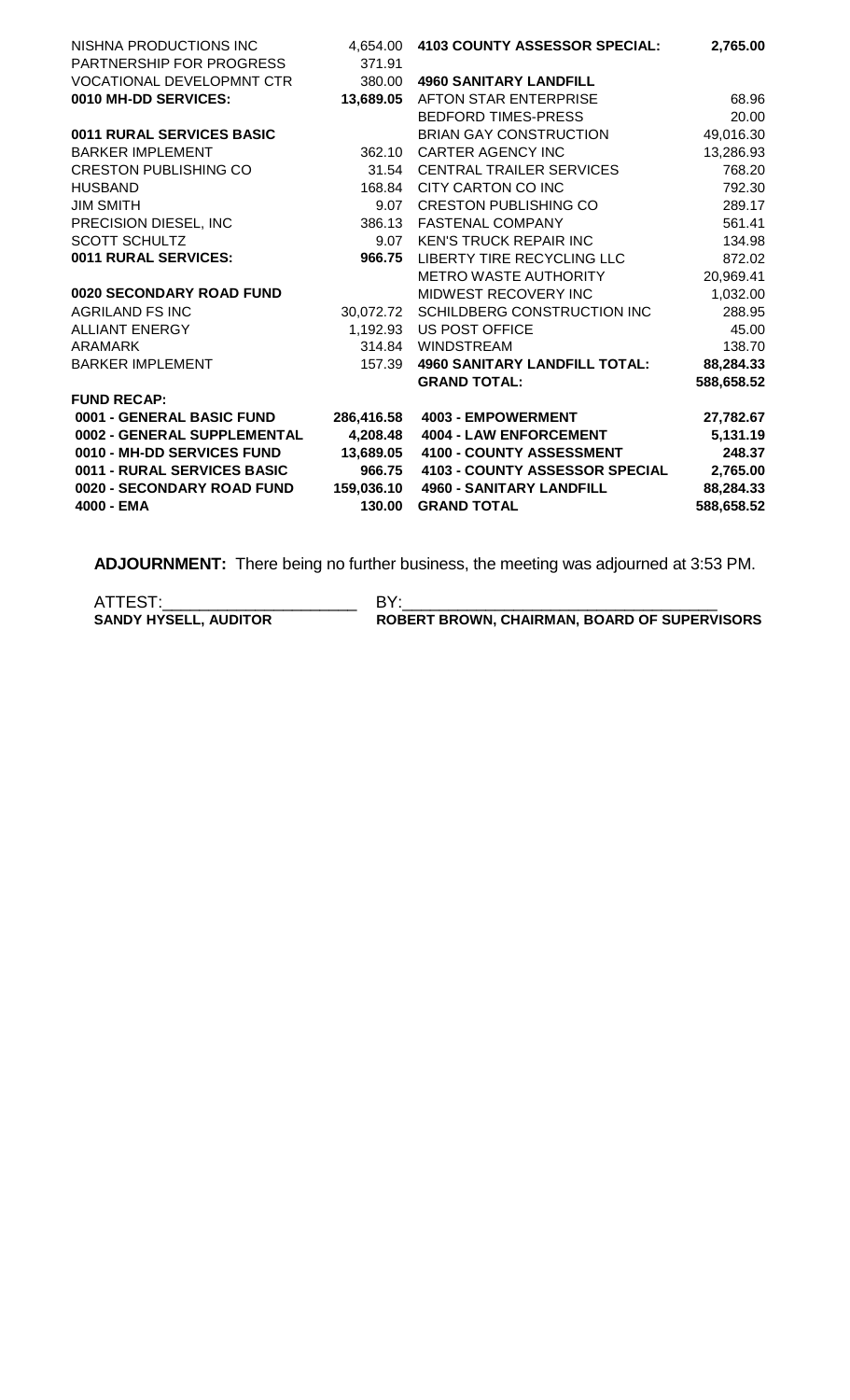| | | | |
|---|---|---|---|
| NISHNA PRODUCTIONS INC | 4,654.00 | **4103 COUNTY ASSESSOR SPECIAL:** | **2,765.00** |
| PARTNERSHIP FOR PROGRESS | 371.91 | | |
| VOCATIONAL DEVELOPMNT CTR | 380.00 | **4960 SANITARY LANDFILL** | |
| **0010 MH-DD SERVICES:** | **13,689.05** | AFTON STAR ENTERPRISE | 68.96 |
| | | BEDFORD TIMES-PRESS | 20.00 |
| **0011 RURAL SERVICES BASIC** | | BRIAN GAY CONSTRUCTION | 49,016.30 |
| BARKER IMPLEMENT | 362.10 | CARTER AGENCY INC | 13,286.93 |
| CRESTON PUBLISHING CO | 31.54 | CENTRAL TRAILER SERVICES | 768.20 |
| HUSBAND | 168.84 | CITY CARTON CO INC | 792.30 |
| JIM SMITH | 9.07 | CRESTON PUBLISHING CO | 289.17 |
| PRECISION DIESEL, INC | 386.13 | FASTENAL COMPANY | 561.41 |
| SCOTT SCHULTZ | 9.07 | KEN'S TRUCK REPAIR INC | 134.98 |
| **0011 RURAL SERVICES:** | **966.75** | LIBERTY TIRE RECYCLING LLC | 872.02 |
| | | METRO WASTE AUTHORITY | 20,969.41 |
| **0020 SECONDARY ROAD FUND** | | MIDWEST RECOVERY INC | 1,032.00 |
| AGRILAND FS INC | 30,072.72 | SCHILDBERG CONSTRUCTION INC | 288.95 |
| ALLIANT ENERGY | 1,192.93 | US POST OFFICE | 45.00 |
| ARAMARK | 314.84 | WINDSTREAM | 138.70 |
| BARKER IMPLEMENT | 157.39 | **4960 SANITARY LANDFILL TOTAL:** | **88,284.33** |
| | | **GRAND TOTAL:** | **588,658.52** |

**FUND RECAP:**

| | | | |
|---|---|---|---|
| **0001 - GENERAL BASIC FUND** | **286,416.58** | **4003 - EMPOWERMENT** | **27,782.67** |
| **0002 - GENERAL SUPPLEMENTAL** | **4,208.48** | **4004 - LAW ENFORCEMENT** | **5,131.19** |
| **0010 - MH-DD SERVICES FUND** | **13,689.05** | **4100 - COUNTY ASSESSMENT** | **248.37** |
| **0011 - RURAL SERVICES BASIC** | **966.75** | **4103 - COUNTY ASSESSOR SPECIAL** | **2,765.00** |
| **0020 - SECONDARY ROAD FUND** | **159,036.10** | **4960 - SANITARY LANDFILL** | **88,284.33** |
| **4000 - EMA** | **130.00** | **GRAND TOTAL** | **588,658.52** |

**ADJOURNMENT:** There being no further business, the meeting was adjourned at 3:53 PM.

ATTEST:____________________ BY:________________________________

**SANDY HYSELL, AUDITOR** **ROBERT BROWN, CHAIRMAN, BOARD OF SUPERVISORS**